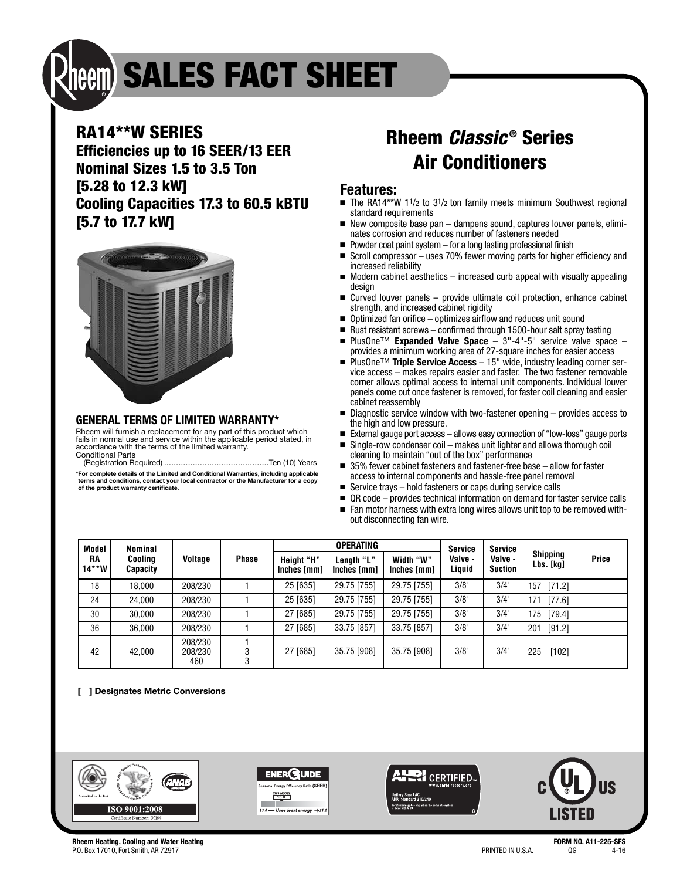# SALES FACT SHEET

## RA14**W SERIES

**Efficiencies up to 16 SEER/13 EER**
**Nominal Sizes 1.5 to 3.5 Ton**
**[5.28 to 12.3 kW]**
**Cooling Capacities 17.3 to 60.5 kBTU**
**[5.7 to 17.7 kW]**

### GENERAL TERMS OF LIMITED WARRANTY*

Rheem will furnish a replacement for any part of this product which fails in normal use and service within the applicable period stated, in accordance with the terms of the limited warranty.

Conditional Parts
(Registration Required) ............................................Ten (10) Years

**\*For complete details of the Limited and Conditional Warranties, including applicable terms and conditions, contact your local contractor or the Manufacturer for a copy of the product warranty certificate.**

## Rheem *Classic*® Series Air Conditioners

### Features:

- The RA14**W 1½ to 3½ ton family meets minimum Southwest regional standard requirements
- New composite base pan – dampens sound, captures louver panels, eliminates corrosion and reduces number of fasteners needed
- Powder coat paint system – for a long lasting professional finish
- Scroll compressor – uses 70% fewer moving parts for higher efficiency and increased reliability
- Modern cabinet aesthetics – increased curb appeal with visually appealing design
- Curved louver panels – provide ultimate coil protection, enhance cabinet strength, and increased cabinet rigidity
- Optimized fan orifice – optimizes airflow and reduces unit sound
- Rust resistant screws – confirmed through 1500-hour salt spray testing
- PlusOne™ **Expanded Valve Space** – 3"-4"-5" service valve space – provides a minimum working area of 27-square inches for easier access
- PlusOne™ **Triple Service Access** – 15" wide, industry leading corner service access – makes repairs easier and faster. The two fastener removable corner allows optimal access to internal unit components. Individual louver panels come out once fastener is removed, for faster coil cleaning and easier cabinet reassembly
- Diagnostic service window with two-fastener opening – provides access to the high and low pressure.
- External gauge port access – allows easy connection of "low-loss" gauge ports
- Single-row condenser coil – makes unit lighter and allows thorough coil cleaning to maintain "out of the box" performance
- 35% fewer cabinet fasteners and fastener-free base – allow for faster access to internal components and hassle-free panel removal
- Service trays – hold fasteners or caps during service calls
- QR code – provides technical information on demand for faster service calls
- Fan motor harness with extra long wires allows unit top to be removed without disconnecting fan wire.

| Model RA 14**W | Nominal Cooling Capacity | Voltage | Phase | OPERATING | | | Service Valve - Liquid | Service Valve - Suction | Shipping Lbs. [kg] | Price |
|---|---|---|---|---|---|---|---|---|---|---|
| | | | | Height "H" Inches [mm] | Length "L" Inches [mm] | Width "W" Inches [mm] | | | | |
| 18 | 18,000 | 208/230 | 1 | 25 [635] | 29.75 [755] | 29.75 [755] | 3/8" | 3/4" | 157 [71.2] | |
| 24 | 24,000 | 208/230 | 1 | 25 [635] | 29.75 [755] | 29.75 [755] | 3/8" | 3/4" | 171 [77.6] | |
| 30 | 30,000 | 208/230 | 1 | 27 [685] | 29.75 [755] | 29.75 [755] | 3/8" | 3/4" | 175 [79.4] | |
| 36 | 36,000 | 208/230 | 1 | 27 [685] | 33.75 [857] | 33.75 [857] | 3/8" | 3/4" | 201 [91.2] | |
| 42 | 42,000 | 208/230<br>208/230<br>460 | 1<br>3<br>3 | 27 [685] | 35.75 [908] | 35.75 [908] | 3/8" | 3/4" | 225 [102] | |

**[ ] Designates Metric Conversions**

ISO 9001:2008
Certificate Number: 30164

**Rheem Heating, Cooling and Water Heating**
P.O. Box 17010, Fort Smith, AR 72917

**FORM NO. A11-225-SFS**
PRINTED IN U.S.A. QG 4-16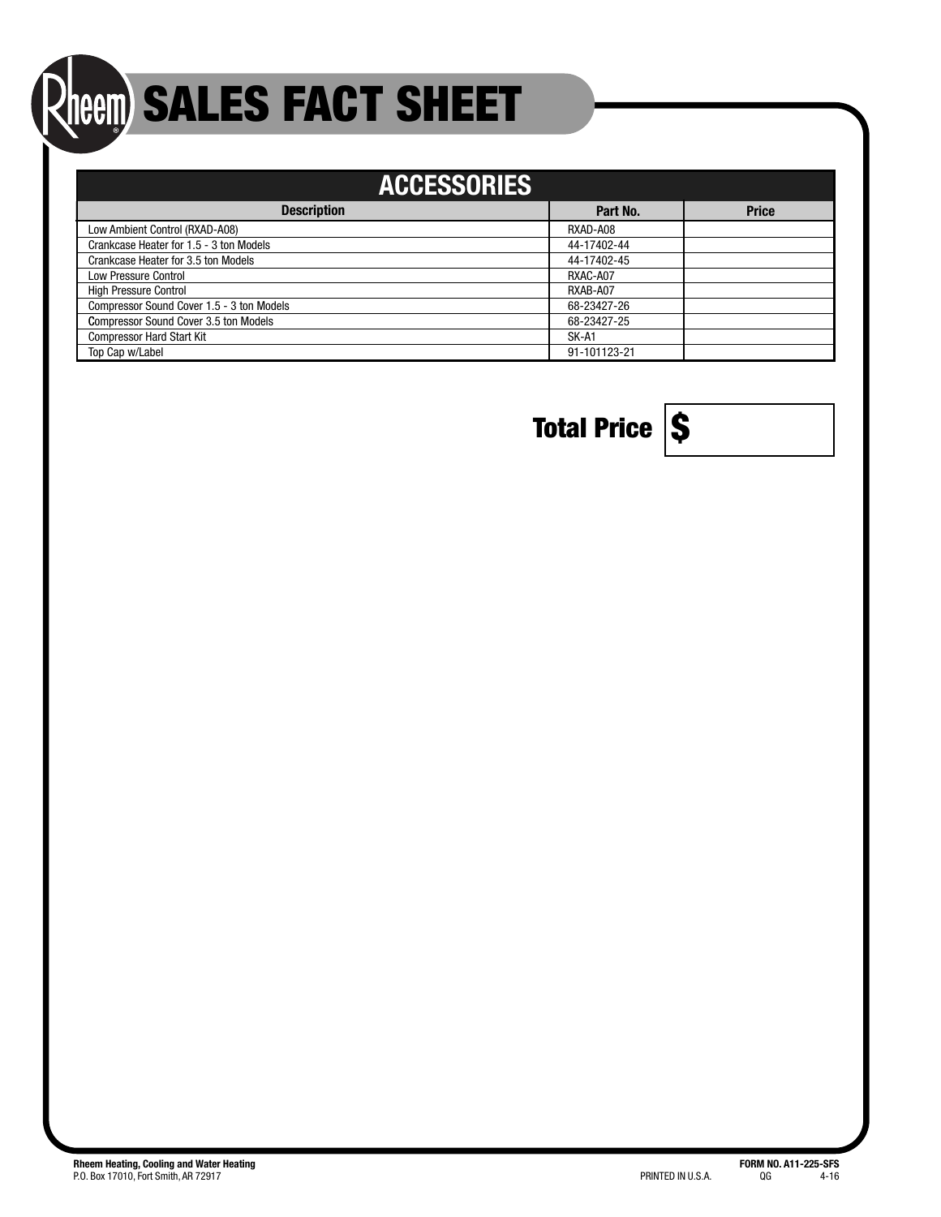# SALES FACT SHEET

## ACCESSORIES

| Description | Part No. | Price |
|---|---|---|
| Low Ambient Control (RXAD-A08) | RXAD-A08 | |
| Crankcase Heater for 1.5 - 3 ton Models | 44-17402-44 | |
| Crankcase Heater for 3.5 ton Models | 44-17402-45 | |
| Low Pressure Control | RXAC-A07 | |
| High Pressure Control | RXAB-A07 | |
| Compressor Sound Cover 1.5 - 3 ton Models | 68-23427-26 | |
| Compressor Sound Cover 3.5 ton Models | 68-23427-25 | |
| Compressor Hard Start Kit | SK-A1 | |
| Top Cap w/Label | 91-101123-21 | |

**Total Price** $

**Rheem Heating, Cooling and Water Heating**
P.O. Box 17010, Fort Smith, AR 72917

PRINTED IN U.S.A.

**FORM NO. A11-225-SFS**
QG 4-16